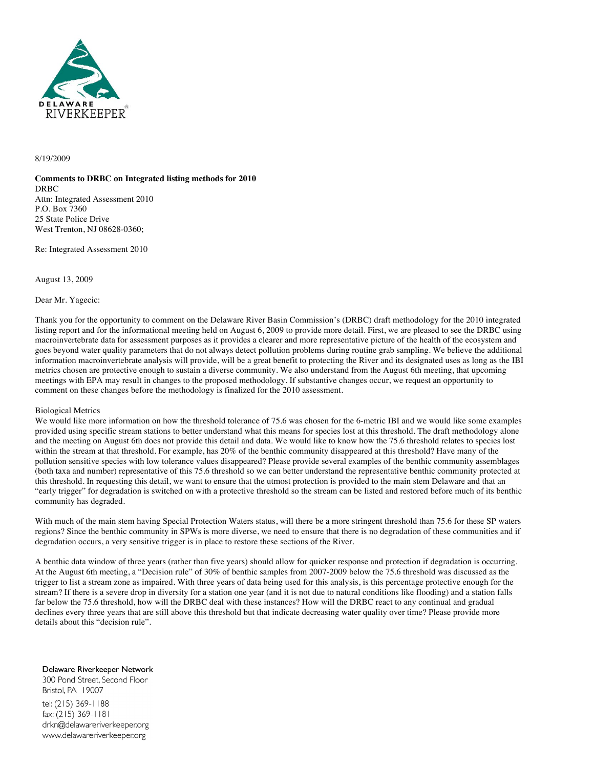DELAWARE RIVERKEEPER®

8/19/2009

**Comments to DRBC on Integrated listing methods for 2010**
DRBC
Attn: Integrated Assessment 2010
P.O. Box 7360
25 State Police Drive
West Trenton, NJ 08628-0360;

Re: Integrated Assessment 2010

August 13, 2009

Dear Mr. Yagecic:

Thank you for the opportunity to comment on the Delaware River Basin Commission's (DRBC) draft methodology for the 2010 integrated listing report and for the informational meeting held on August 6, 2009 to provide more detail. First, we are pleased to see the DRBC using macroinvertebrate data for assessment purposes as it provides a clearer and more representative picture of the health of the ecosystem and goes beyond water quality parameters that do not always detect pollution problems during routine grab sampling. We believe the additional information macroinvertebrate analysis will provide, will be a great benefit to protecting the River and its designated uses as long as the IBI metrics chosen are protective enough to sustain a diverse community. We also understand from the August 6th meeting, that upcoming meetings with EPA may result in changes to the proposed methodology. If substantive changes occur, we request an opportunity to comment on these changes before the methodology is finalized for the 2010 assessment.

Biological Metrics

We would like more information on how the threshold tolerance of 75.6 was chosen for the 6-metric IBI and we would like some examples provided using specific stream stations to better understand what this means for species lost at this threshold. The draft methodology alone and the meeting on August 6th does not provide this detail and data. We would like to know how the 75.6 threshold relates to species lost within the stream at that threshold. For example, has 20% of the benthic community disappeared at this threshold? Have many of the pollution sensitive species with low tolerance values disappeared? Please provide several examples of the benthic community assemblages (both taxa and number) representative of this 75.6 threshold so we can better understand the representative benthic community protected at this threshold. In requesting this detail, we want to ensure that the utmost protection is provided to the main stem Delaware and that an "early trigger" for degradation is switched on with a protective threshold so the stream can be listed and restored before much of its benthic community has degraded.

With much of the main stem having Special Protection Waters status, will there be a more stringent threshold than 75.6 for these SP waters regions? Since the benthic community in SPWs is more diverse, we need to ensure that there is no degradation of these communities and if degradation occurs, a very sensitive trigger is in place to restore these sections of the River.

A benthic data window of three years (rather than five years) should allow for quicker response and protection if degradation is occurring. At the August 6th meeting, a "Decision rule" of 30% of benthic samples from 2007-2009 below the 75.6 threshold was discussed as the trigger to list a stream zone as impaired. With three years of data being used for this analysis, is this percentage protective enough for the stream? If there is a severe drop in diversity for a station one year (and it is not due to natural conditions like flooding) and a station falls far below the 75.6 threshold, how will the DRBC deal with these instances? How will the DRBC react to any continual and gradual declines every three years that are still above this threshold but that indicate decreasing water quality over time? Please provide more details about this "decision rule".

Delaware Riverkeeper Network
300 Pond Street, Second Floor
Bristol, PA 19007
tel: (215) 369-1188
fax: (215) 369-1181
drkn@delawareriverkeeper.org
www.delawareriverkeeper.org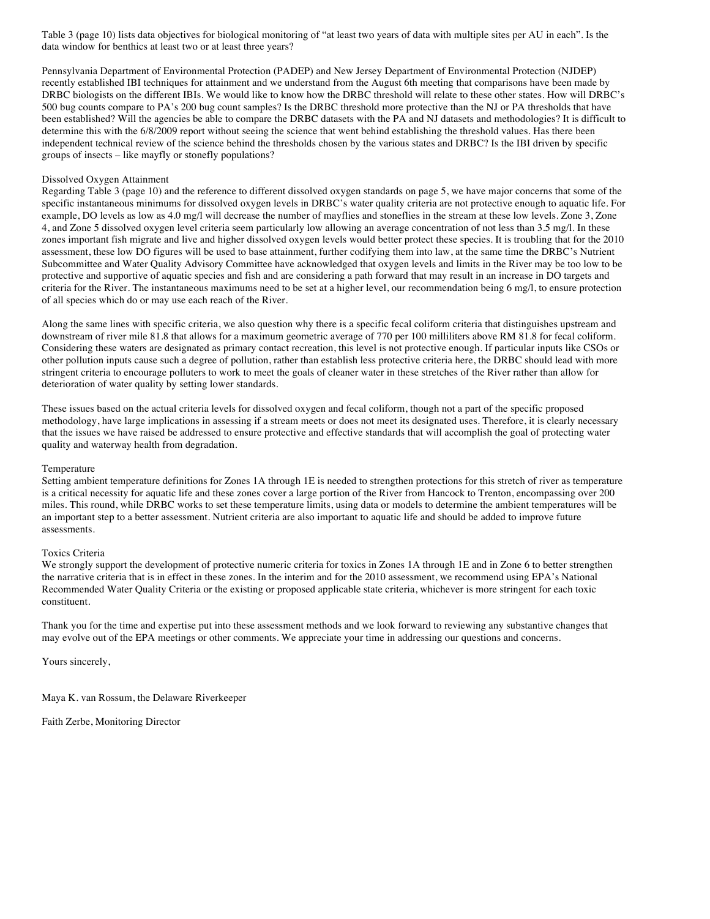Table 3 (page 10) lists data objectives for biological monitoring of "at least two years of data with multiple sites per AU in each". Is the data window for benthics at least two or at least three years?

Pennsylvania Department of Environmental Protection (PADEP) and New Jersey Department of Environmental Protection (NJDEP) recently established IBI techniques for attainment and we understand from the August 6th meeting that comparisons have been made by DRBC biologists on the different IBIs. We would like to know how the DRBC threshold will relate to these other states. How will DRBC's 500 bug counts compare to PA's 200 bug count samples? Is the DRBC threshold more protective than the NJ or PA thresholds that have been established? Will the agencies be able to compare the DRBC datasets with the PA and NJ datasets and methodologies? It is difficult to determine this with the 6/8/2009 report without seeing the science that went behind establishing the threshold values. Has there been independent technical review of the science behind the thresholds chosen by the various states and DRBC? Is the IBI driven by specific groups of insects – like mayfly or stonefly populations?

Dissolved Oxygen Attainment

Regarding Table 3 (page 10) and the reference to different dissolved oxygen standards on page 5, we have major concerns that some of the specific instantaneous minimums for dissolved oxygen levels in DRBC's water quality criteria are not protective enough to aquatic life. For example, DO levels as low as 4.0 mg/l will decrease the number of mayflies and stoneflies in the stream at these low levels. Zone 3, Zone 4, and Zone 5 dissolved oxygen level criteria seem particularly low allowing an average concentration of not less than 3.5 mg/l. In these zones important fish migrate and live and higher dissolved oxygen levels would better protect these species. It is troubling that for the 2010 assessment, these low DO figures will be used to base attainment, further codifying them into law, at the same time the DRBC's Nutrient Subcommittee and Water Quality Advisory Committee have acknowledged that oxygen levels and limits in the River may be too low to be protective and supportive of aquatic species and fish and are considering a path forward that may result in an increase in DO targets and criteria for the River. The instantaneous maximums need to be set at a higher level, our recommendation being 6 mg/l, to ensure protection of all species which do or may use each reach of the River.

Along the same lines with specific criteria, we also question why there is a specific fecal coliform criteria that distinguishes upstream and downstream of river mile 81.8 that allows for a maximum geometric average of 770 per 100 milliliters above RM 81.8 for fecal coliform. Considering these waters are designated as primary contact recreation, this level is not protective enough. If particular inputs like CSOs or other pollution inputs cause such a degree of pollution, rather than establish less protective criteria here, the DRBC should lead with more stringent criteria to encourage polluters to work to meet the goals of cleaner water in these stretches of the River rather than allow for deterioration of water quality by setting lower standards.

These issues based on the actual criteria levels for dissolved oxygen and fecal coliform, though not a part of the specific proposed methodology, have large implications in assessing if a stream meets or does not meet its designated uses. Therefore, it is clearly necessary that the issues we have raised be addressed to ensure protective and effective standards that will accomplish the goal of protecting water quality and waterway health from degradation.

Temperature

Setting ambient temperature definitions for Zones 1A through 1E is needed to strengthen protections for this stretch of river as temperature is a critical necessity for aquatic life and these zones cover a large portion of the River from Hancock to Trenton, encompassing over 200 miles. This round, while DRBC works to set these temperature limits, using data or models to determine the ambient temperatures will be an important step to a better assessment. Nutrient criteria are also important to aquatic life and should be added to improve future assessments.

Toxics Criteria

We strongly support the development of protective numeric criteria for toxics in Zones 1A through 1E and in Zone 6 to better strengthen the narrative criteria that is in effect in these zones. In the interim and for the 2010 assessment, we recommend using EPA's National Recommended Water Quality Criteria or the existing or proposed applicable state criteria, whichever is more stringent for each toxic constituent.

Thank you for the time and expertise put into these assessment methods and we look forward to reviewing any substantive changes that may evolve out of the EPA meetings or other comments. We appreciate your time in addressing our questions and concerns.

Yours sincerely,

Maya K. van Rossum, the Delaware Riverkeeper

Faith Zerbe, Monitoring Director